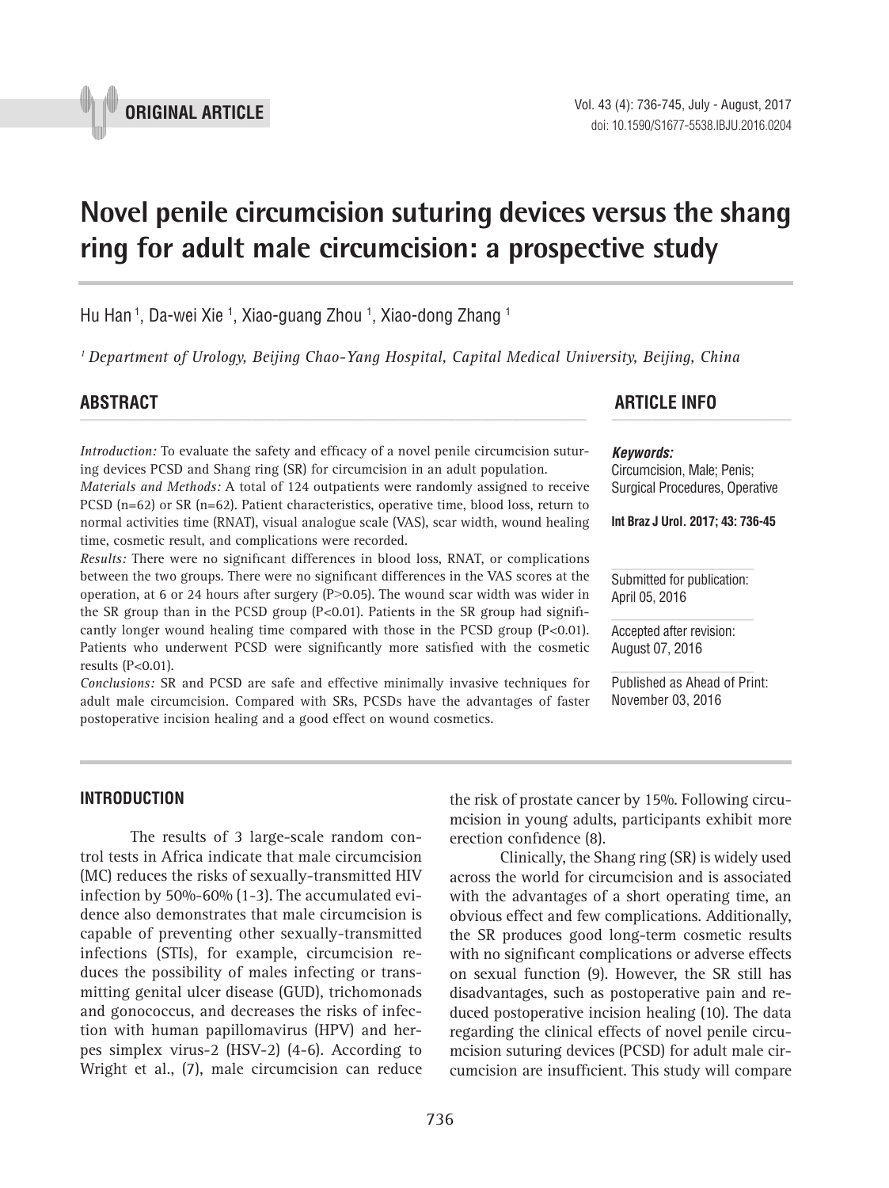ORIGINAL ARTICLE

# Novel penile circumcision suturing devices versus the shang ring for adult male circumcision: a prospective study

Hu Han [1], Da-wei Xie [1], Xiao-guang Zhou [1], Xiao-dong Zhang [1]

[1] *Department of Urology, Beijing Chao-Yang Hospital, Capital Medical University, Beijing, China*

## ABSTRACT

*Introduction:* To evaluate the safety and efficacy of a novel penile circumcision suturing devices PCSD and Shang ring (SR) for circumcision in an adult population.

*Materials and Methods:* A total of 124 outpatients were randomly assigned to receive PCSD (n=62) or SR (n=62). Patient characteristics, operative time, blood loss, return to normal activities time (RNAT), visual analogue scale (VAS), scar width, wound healing time, cosmetic result, and complications were recorded.

*Results:* There were no significant differences in blood loss, RNAT, or complications between the two groups. There were no significant differences in the VAS scores at the operation, at 6 or 24 hours after surgery ($P>0.05$). The wound scar width was wider in the SR group than in the PCSD group ($P<0.01$). Patients in the SR group had significantly longer wound healing time compared with those in the PCSD group ($P<0.01$). Patients who underwent PCSD were significantly more satisfied with the cosmetic results ($P<0.01$).

*Conclusions:* SR and PCSD are safe and effective minimally invasive techniques for adult male circumcision. Compared with SRs, PCSDs have the advantages of faster postoperative incision healing and a good effect on wound cosmetics.

## ARTICLE INFO

***Keywords:***
Circumcision, Male; Penis; Surgical Procedures, Operative

**Int Braz J Urol. 2017; 43: 736-45**

Submitted for publication:
April 05, 2016

Accepted after revision:
August 07, 2016

Published as Ahead of Print:
November 03, 2016

## INTRODUCTION

The results of 3 large-scale random control tests in Africa indicate that male circumcision (MC) reduces the risks of sexually-transmitted HIV infection by 50%-60% (1-3). The accumulated evidence also demonstrates that male circumcision is capable of preventing other sexually-transmitted infections (STIs), for example, circumcision reduces the possibility of males infecting or transmitting genital ulcer disease (GUD), trichomonads and gonococcus, and decreases the risks of infection with human papillomavirus (HPV) and herpes simplex virus-2 (HSV-2) (4-6). According to Wright et al., (7), male circumcision can reduce the risk of prostate cancer by 15%. Following circumcision in young adults, participants exhibit more erection confidence (8).

Clinically, the Shang ring (SR) is widely used across the world for circumcision and is associated with the advantages of a short operating time, an obvious effect and few complications. Additionally, the SR produces good long-term cosmetic results with no significant complications or adverse effects on sexual function (9). However, the SR still has disadvantages, such as postoperative pain and reduced postoperative incision healing (10). The data regarding the clinical effects of novel penile circumcision suturing devices (PCSD) for adult male circumcision are insufficient. This study will compare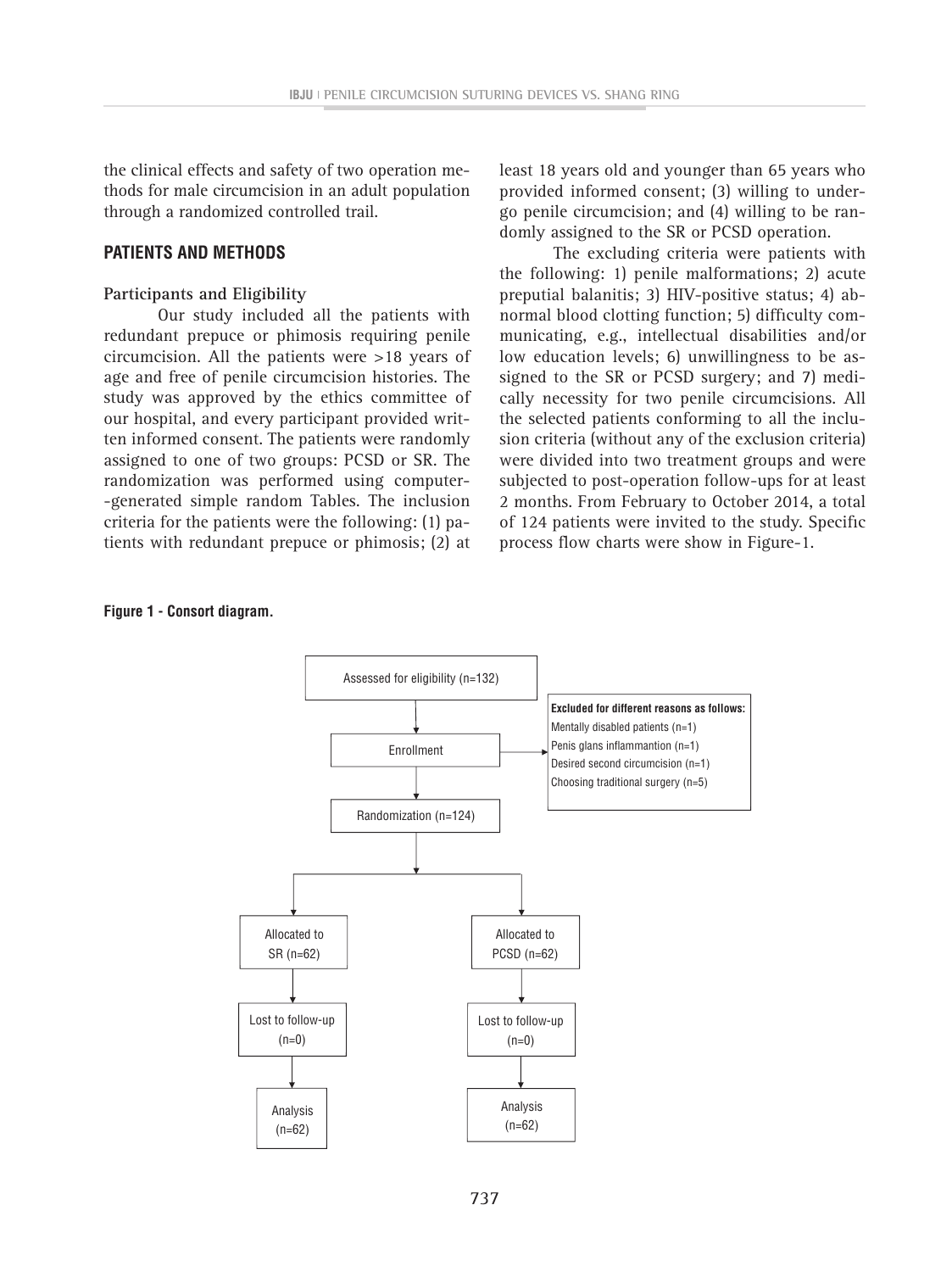the clinical effects and safety of two operation methods for male circumcision in an adult population through a randomized controlled trail.

## PATIENTS AND METHODS

### Participants and Eligibility

Our study included all the patients with redundant prepuce or phimosis requiring penile circumcision. All the patients were >18 years of age and free of penile circumcision histories. The study was approved by the ethics committee of our hospital, and every participant provided written informed consent. The patients were randomly assigned to one of two groups: PCSD or SR. The randomization was performed using computer-generated simple random Tables. The inclusion criteria for the patients were the following: (1) patients with redundant prepuce or phimosis; (2) at least 18 years old and younger than 65 years who provided informed consent; (3) willing to undergo penile circumcision; and (4) willing to be randomly assigned to the SR or PCSD operation.

The excluding criteria were patients with the following: 1) penile malformations; 2) acute preputial balanitis; 3) HIV-positive status; 4) abnormal blood clotting function; 5) difficulty communicating, e.g., intellectual disabilities and/or low education levels; 6) unwillingness to be assigned to the SR or PCSD surgery; and 7) medically necessity for two penile circumcisions. All the selected patients conforming to all the inclusion criteria (without any of the exclusion criteria) were divided into two treatment groups and were subjected to post-operation follow-ups for at least 2 months. From February to October 2014, a total of 124 patients were invited to the study. Specific process flow charts were show in Figure-1.

**Figure 1 - Consort diagram.**

Assessed for eligibility (n=132)

Enrollment

**Excluded for different reasons as follows:**
Mentally disabled patients (n=1)
Penis glans inflammantion (n=1)
Desired second circumcision (n=1)
Choosing traditional surgery (n=5)

Randomization (n=124)

| | |
|---|---|
| Allocated to SR (n=62) | Allocated to PCSD (n=62) |
| Lost to follow-up (n=0) | Lost to follow-up (n=0) |
| Analysis (n=62) | Analysis (n=62) |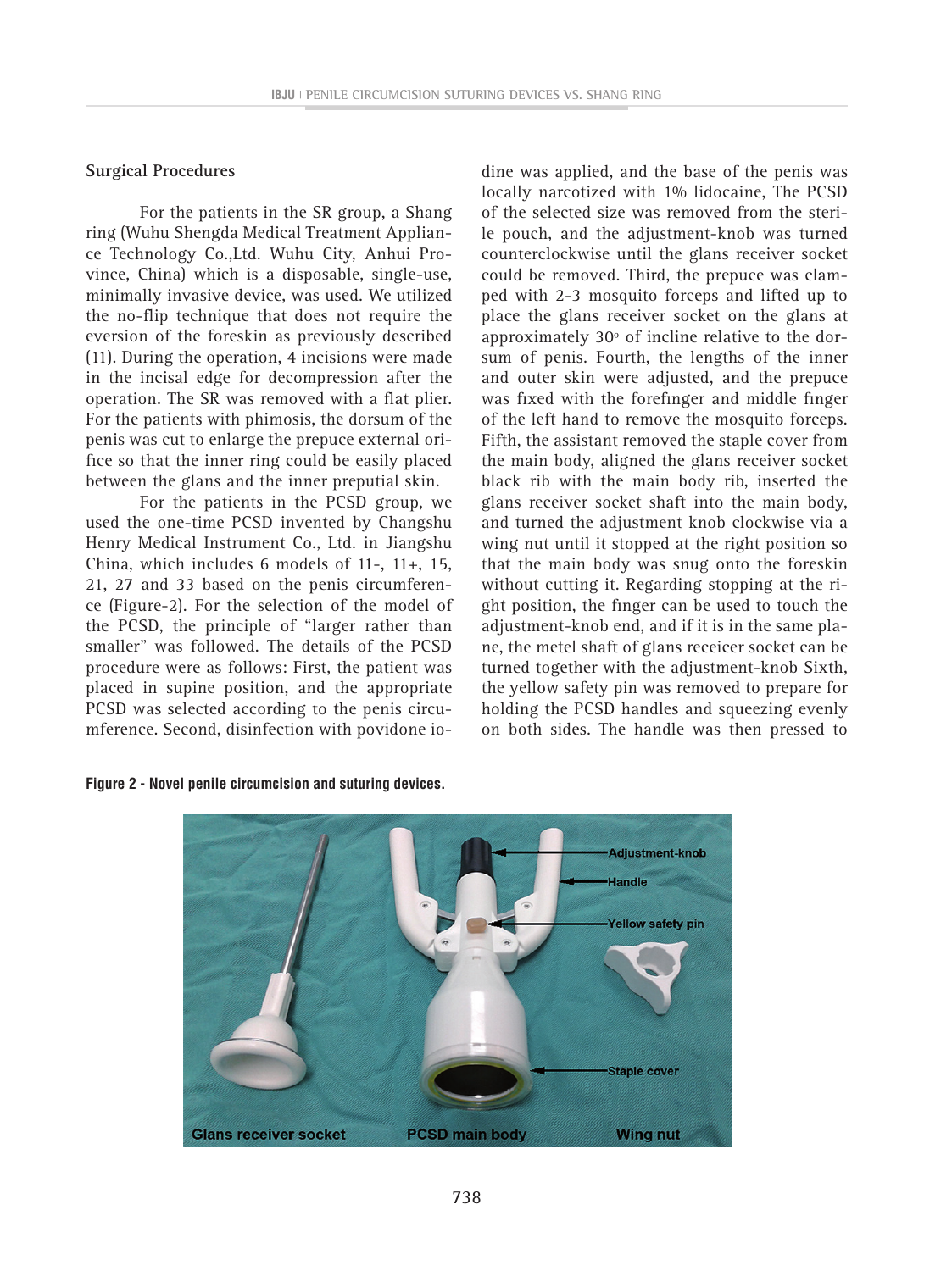**Surgical Procedures**

For the patients in the SR group, a Shang ring (Wuhu Shengda Medical Treatment Appliance Technology Co.,Ltd. Wuhu City, Anhui Province, China) which is a disposable, single-use, minimally invasive device, was used. We utilized the no-flip technique that does not require the eversion of the foreskin as previously described (11). During the operation, 4 incisions were made in the incisal edge for decompression after the operation. The SR was removed with a flat plier. For the patients with phimosis, the dorsum of the penis was cut to enlarge the prepuce external orifice so that the inner ring could be easily placed between the glans and the inner preputial skin.

For the patients in the PCSD group, we used the one-time PCSD invented by Changshu Henry Medical Instrument Co., Ltd. in Jiangshu China, which includes 6 models of 11-, 11+, 15, 21, 27 and 33 based on the penis circumference (Figure-2). For the selection of the model of the PCSD, the principle of "larger rather than smaller" was followed. The details of the PCSD procedure were as follows: First, the patient was placed in supine position, and the appropriate PCSD was selected according to the penis circumference. Second, disinfection with povidone iodine was applied, and the base of the penis was locally narcotized with 1% lidocaine, The PCSD of the selected size was removed from the sterile pouch, and the adjustment-knob was turned counterclockwise until the glans receiver socket could be removed. Third, the prepuce was clamped with 2-3 mosquito forceps and lifted up to place the glans receiver socket on the glans at approximately 30º of incline relative to the dorsum of penis. Fourth, the lengths of the inner and outer skin were adjusted, and the prepuce was fixed with the forefinger and middle finger of the left hand to remove the mosquito forceps. Fifth, the assistant removed the staple cover from the main body, aligned the glans receiver socket black rib with the main body rib, inserted the glans receiver socket shaft into the main body, and turned the adjustment knob clockwise via a wing nut until it stopped at the right position so that the main body was snug onto the foreskin without cutting it. Regarding stopping at the right position, the finger can be used to touch the adjustment-knob end, and if it is in the same plane, the metel shaft of glans receicer socket can be turned together with the adjustment-knob Sixth, the yellow safety pin was removed to prepare for holding the PCSD handles and squeezing evenly on both sides. The handle was then pressed to

**Figure 2 - Novel penile circumcision and suturing devices.**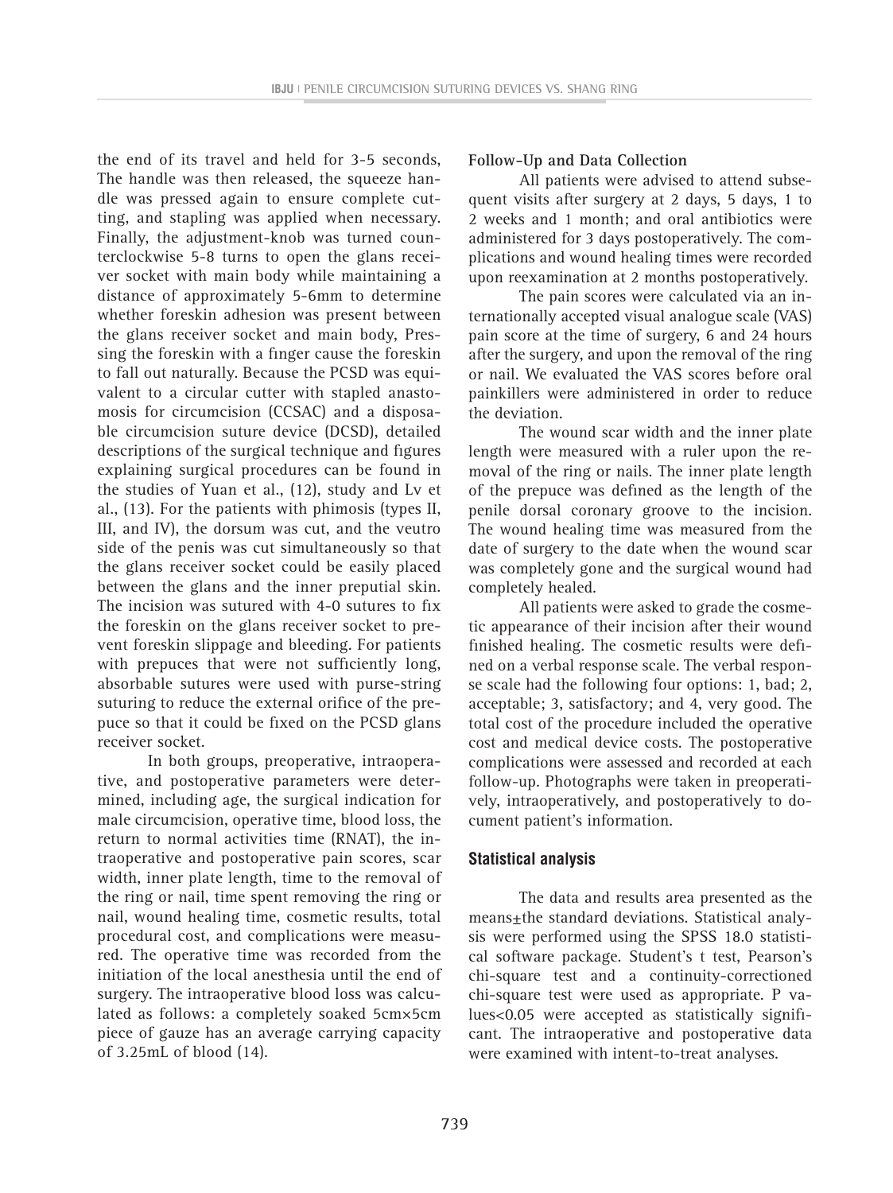the end of its travel and held for 3-5 seconds, The handle was then released, the squeeze handle was pressed again to ensure complete cutting, and stapling was applied when necessary. Finally, the adjustment-knob was turned counterclockwise 5-8 turns to open the glans receiver socket with main body while maintaining a distance of approximately 5-6mm to determine whether foreskin adhesion was present between the glans receiver socket and main body, Pressing the foreskin with a finger cause the foreskin to fall out naturally. Because the PCSD was equivalent to a circular cutter with stapled anastomosis for circumcision (CCSAC) and a disposable circumcision suture device (DCSD), detailed descriptions of the surgical technique and figures explaining surgical procedures can be found in the studies of Yuan et al., (12), study and Lv et al., (13). For the patients with phimosis (types II, III, and IV), the dorsum was cut, and the veutro side of the penis was cut simultaneously so that the glans receiver socket could be easily placed between the glans and the inner preputial skin. The incision was sutured with 4-0 sutures to fix the foreskin on the glans receiver socket to prevent foreskin slippage and bleeding. For patients with prepuces that were not sufficiently long, absorbable sutures were used with purse-string suturing to reduce the external orifice of the prepuce so that it could be fixed on the PCSD glans receiver socket.

In both groups, preoperative, intraoperative, and postoperative parameters were determined, including age, the surgical indication for male circumcision, operative time, blood loss, the return to normal activities time (RNAT), the intraoperative and postoperative pain scores, scar width, inner plate length, time to the removal of the ring or nail, time spent removing the ring or nail, wound healing time, cosmetic results, total procedural cost, and complications were measured. The operative time was recorded from the initiation of the local anesthesia until the end of surgery. The intraoperative blood loss was calculated as follows: a completely soaked 5cm×5cm piece of gauze has an average carrying capacity of 3.25mL of blood (14).

**Follow-Up and Data Collection**

All patients were advised to attend subsequent visits after surgery at 2 days, 5 days, 1 to 2 weeks and 1 month; and oral antibiotics were administered for 3 days postoperatively. The complications and wound healing times were recorded upon reexamination at 2 months postoperatively.

The pain scores were calculated via an internationally accepted visual analogue scale (VAS) pain score at the time of surgery, 6 and 24 hours after the surgery, and upon the removal of the ring or nail. We evaluated the VAS scores before oral painkillers were administered in order to reduce the deviation.

The wound scar width and the inner plate length were measured with a ruler upon the removal of the ring or nails. The inner plate length of the prepuce was defined as the length of the penile dorsal coronary groove to the incision. The wound healing time was measured from the date of surgery to the date when the wound scar was completely gone and the surgical wound had completely healed.

All patients were asked to grade the cosmetic appearance of their incision after their wound finished healing. The cosmetic results were defined on a verbal response scale. The verbal response scale had the following four options: 1, bad; 2, acceptable; 3, satisfactory; and 4, very good. The total cost of the procedure included the operative cost and medical device costs. The postoperative complications were assessed and recorded at each follow-up. Photographs were taken in preoperatively, intraoperatively, and postoperatively to document patient's information.

## Statistical analysis

The data and results area presented as the means±the standard deviations. Statistical analysis were performed using the SPSS 18.0 statistical software package. Student's t test, Pearson's chi-square test and a continuity-correctioned chi-square test were used as appropriate. P values<0.05 were accepted as statistically significant. The intraoperative and postoperative data were examined with intent-to-treat analyses.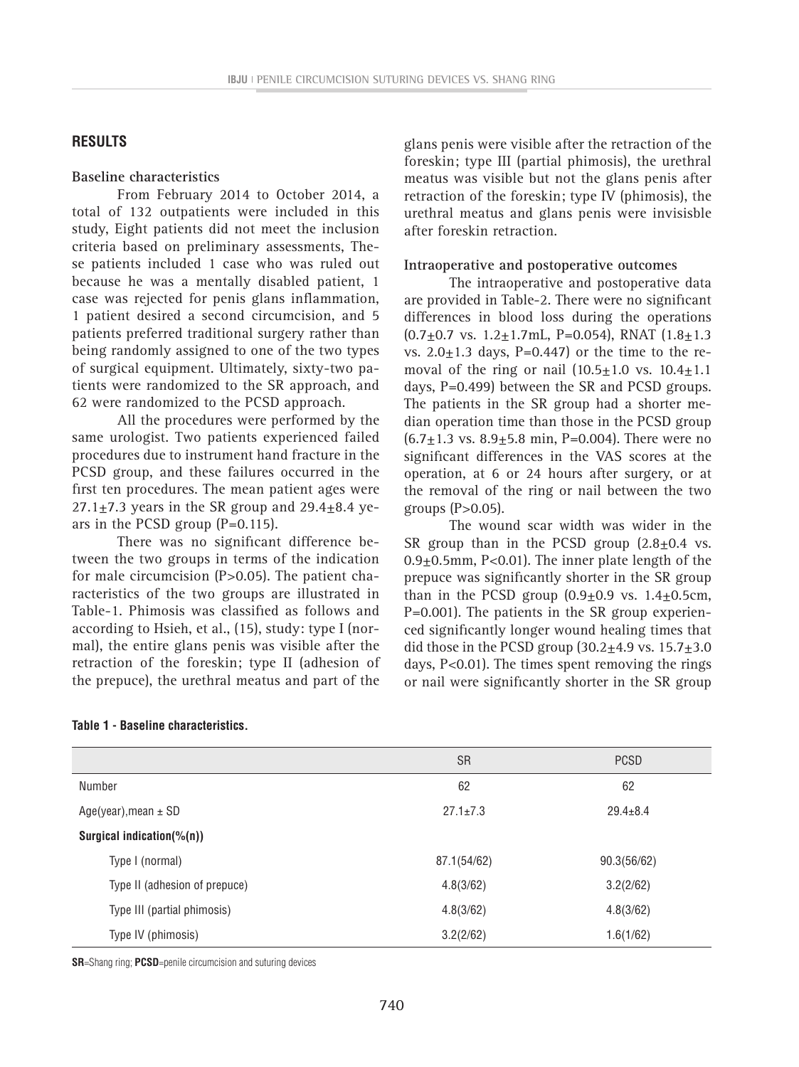## RESULTS

### Baseline characteristics

From February 2014 to October 2014, a total of 132 outpatients were included in this study, Eight patients did not meet the inclusion criteria based on preliminary assessments, These patients included 1 case who was ruled out because he was a mentally disabled patient, 1 case was rejected for penis glans inflammation, 1 patient desired a second circumcision, and 5 patients preferred traditional surgery rather than being randomly assigned to one of the two types of surgical equipment. Ultimately, sixty-two patients were randomized to the SR approach, and 62 were randomized to the PCSD approach.

All the procedures were performed by the same urologist. Two patients experienced failed procedures due to instrument hand fracture in the PCSD group, and these failures occurred in the first ten procedures. The mean patient ages were 27.1±7.3 years in the SR group and 29.4±8.4 years in the PCSD group (P=0.115).

There was no significant difference between the two groups in terms of the indication for male circumcision (P>0.05). The patient characteristics of the two groups are illustrated in Table-1. Phimosis was classified as follows and according to Hsieh, et al., (15), study: type I (normal), the entire glans penis was visible after the retraction of the foreskin; type II (adhesion of the prepuce), the urethral meatus and part of the glans penis were visible after the retraction of the foreskin; type III (partial phimosis), the urethral meatus was visible but not the glans penis after retraction of the foreskin; type IV (phimosis), the urethral meatus and glans penis were invisisble after foreskin retraction.

### Intraoperative and postoperative outcomes

The intraoperative and postoperative data are provided in Table-2. There were no significant differences in blood loss during the operations (0.7±0.7 vs. 1.2±1.7mL, P=0.054), RNAT (1.8±1.3 vs. 2.0±1.3 days, P=0.447) or the time to the removal of the ring or nail (10.5±1.0 vs. 10.4±1.1 days, P=0.499) between the SR and PCSD groups. The patients in the SR group had a shorter median operation time than those in the PCSD group (6.7±1.3 vs. 8.9±5.8 min, P=0.004). There were no significant differences in the VAS scores at the operation, at 6 or 24 hours after surgery, or at the removal of the ring or nail between the two groups (P>0.05).

The wound scar width was wider in the SR group than in the PCSD group (2.8±0.4 vs. 0.9±0.5mm, P<0.01). The inner plate length of the prepuce was significantly shorter in the SR group than in the PCSD group (0.9±0.9 vs. 1.4±0.5cm, P=0.001). The patients in the SR group experienced significantly longer wound healing times that did those in the PCSD group (30.2±4.9 vs. 15.7±3.0 days, P<0.01). The times spent removing the rings or nail were significantly shorter in the SR group

**Table 1 - Baseline characteristics.**

| | SR | PCSD |
|---|---|---|
| Number | 62 | 62 |
| Age(year),mean ± SD | 27.1±7.3 | 29.4±8.4 |
| **Surgical indication(%(n))** | | |
| Type I (normal) | 87.1(54/62) | 90.3(56/62) |
| Type II (adhesion of prepuce) | 4.8(3/62) | 3.2(2/62) |
| Type III (partial phimosis) | 4.8(3/62) | 4.8(3/62) |
| Type IV (phimosis) | 3.2(2/62) | 1.6(1/62) |

**SR**=Shang ring; **PCSD**=penile circumcision and suturing devices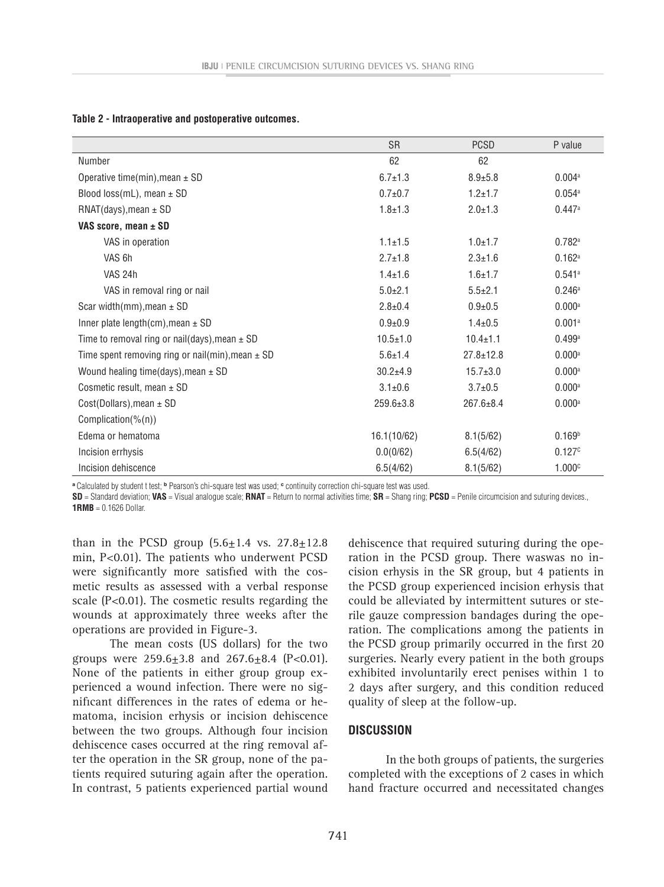**Table 2 - Intraoperative and postoperative outcomes.**

| | SR | PCSD | P value |
|---|---|---|---|
| Number | 62 | 62 | |
| Operative time(min),mean ± SD | 6.7±1.3 | 8.9±5.8 | 0.004[a] |
| Blood loss(mL), mean ± SD | 0.7±0.7 | 1.2±1.7 | 0.054[a] |
| RNAT(days),mean ± SD | 1.8±1.3 | 2.0±1.3 | 0.447[a] |
| **VAS score, mean ± SD** | | | |
| VAS in operation | 1.1±1.5 | 1.0±1.7 | 0.782[a] |
| VAS 6h | 2.7±1.8 | 2.3±1.6 | 0.162[a] |
| VAS 24h | 1.4±1.6 | 1.6±1.7 | 0.541[a] |
| VAS in removal ring or nail | 5.0±2.1 | 5.5±2.1 | 0.246[a] |
| Scar width(mm),mean ± SD | 2.8±0.4 | 0.9±0.5 | 0.000[a] |
| Inner plate length(cm),mean ± SD | 0.9±0.9 | 1.4±0.5 | 0.001[a] |
| Time to removal ring or nail(days),mean ± SD | 10.5±1.0 | 10.4±1.1 | 0.499[a] |
| Time spent removing ring or nail(min),mean ± SD | 5.6±1.4 | 27.8±12.8 | 0.000[a] |
| Wound healing time(days),mean ± SD | 30.2±4.9 | 15.7±3.0 | 0.000[a] |
| Cosmetic result, mean ± SD | 3.1±0.6 | 3.7±0.5 | 0.000[a] |
| Cost(Dollars),mean ± SD | 259.6±3.8 | 267.6±8.4 | 0.000[a] |
| Complication(%(n)) | | | |
| Edema or hematoma | 16.1(10/62) | 8.1(5/62) | 0.169[b] |
| Incision errhysis | 0.0(0/62) | 6.5(4/62) | 0.127[c] |
| Incision dehiscence | 6.5(4/62) | 8.1(5/62) | 1.000[c] |

[a] Calculated by student t test; [b] Pearson's chi-square test was used; [c] continuity correction chi-square test was used.

**SD** = Standard deviation; **VAS** = Visual analogue scale; **RNAT** = Return to normal activities time; **SR** = Shang ring; **PCSD** = Penile circumcision and suturing devices., **1RMB** = 0.1626 Dollar.

than in the PCSD group (5.6±1.4 vs. 27.8±12.8 min, P<0.01). The patients who underwent PCSD were significantly more satisfied with the cosmetic results as assessed with a verbal response scale (P<0.01). The cosmetic results regarding the wounds at approximately three weeks after the operations are provided in Figure-3.

The mean costs (US dollars) for the two groups were 259.6±3.8 and 267.6±8.4 (P<0.01). None of the patients in either group group experienced a wound infection. There were no significant differences in the rates of edema or hematoma, incision erhysis or incision dehiscence between the two groups. Although four incision dehiscence cases occurred at the ring removal after the operation in the SR group, none of the patients required suturing again after the operation. In contrast, 5 patients experienced partial wound dehiscence that required suturing during the operation in the PCSD group. There waswas no incision erhysis in the SR group, but 4 patients in the PCSD group experienced incision erhysis that could be alleviated by intermittent sutures or sterile gauze compression bandages during the operation. The complications among the patients in the PCSD group primarily occurred in the first 20 surgeries. Nearly every patient in the both groups exhibited involuntarily erect penises within 1 to 2 days after surgery, and this condition reduced quality of sleep at the follow-up.

## DISCUSSION

In the both groups of patients, the surgeries completed with the exceptions of 2 cases in which hand fracture occurred and necessitated changes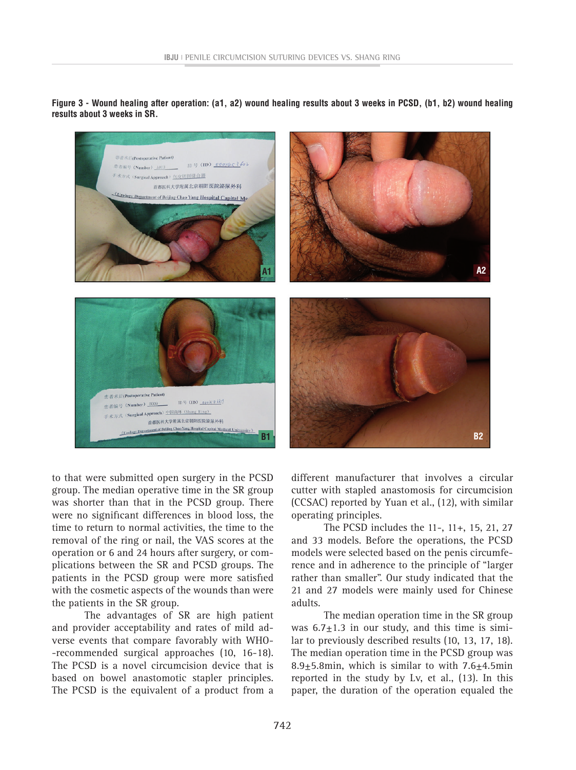**Figure 3 - Wound healing after operation: (a1, a2) wound healing results about 3 weeks in PCSD, (b1, b2) wound healing results about 3 weeks in SR.**

to that were submitted open surgery in the PCSD group. The median operative time in the SR group was shorter than that in the PCSD group. There were no significant differences in blood loss, the time to return to normal activities, the time to the removal of the ring or nail, the VAS scores at the operation or 6 and 24 hours after surgery, or complications between the SR and PCSD groups. The patients in the PCSD group were more satisfied with the cosmetic aspects of the wounds than were the patients in the SR group.

The advantages of SR are high patient and provider acceptability and rates of mild adverse events that compare favorably with WHO--recommended surgical approaches (10, 16-18). The PCSD is a novel circumcision device that is based on bowel anastomotic stapler principles. The PCSD is the equivalent of a product from a different manufacturer that involves a circular cutter with stapled anastomosis for circumcision (CCSAC) reported by Yuan et al., (12), with similar operating principles.

The PCSD includes the 11-, 11+, 15, 21, 27 and 33 models. Before the operations, the PCSD models were selected based on the penis circumference and in adherence to the principle of "larger rather than smaller". Our study indicated that the 21 and 27 models were mainly used for Chinese adults.

The median operation time in the SR group was $6.7 \pm 1.3$ in our study, and this time is similar to previously described results (10, 13, 17, 18). The median operation time in the PCSD group was $8.9 \pm 5.8$min, which is similar to with $7.6 \pm 4.5$min reported in the study by Lv, et al., (13). In this paper, the duration of the operation equaled the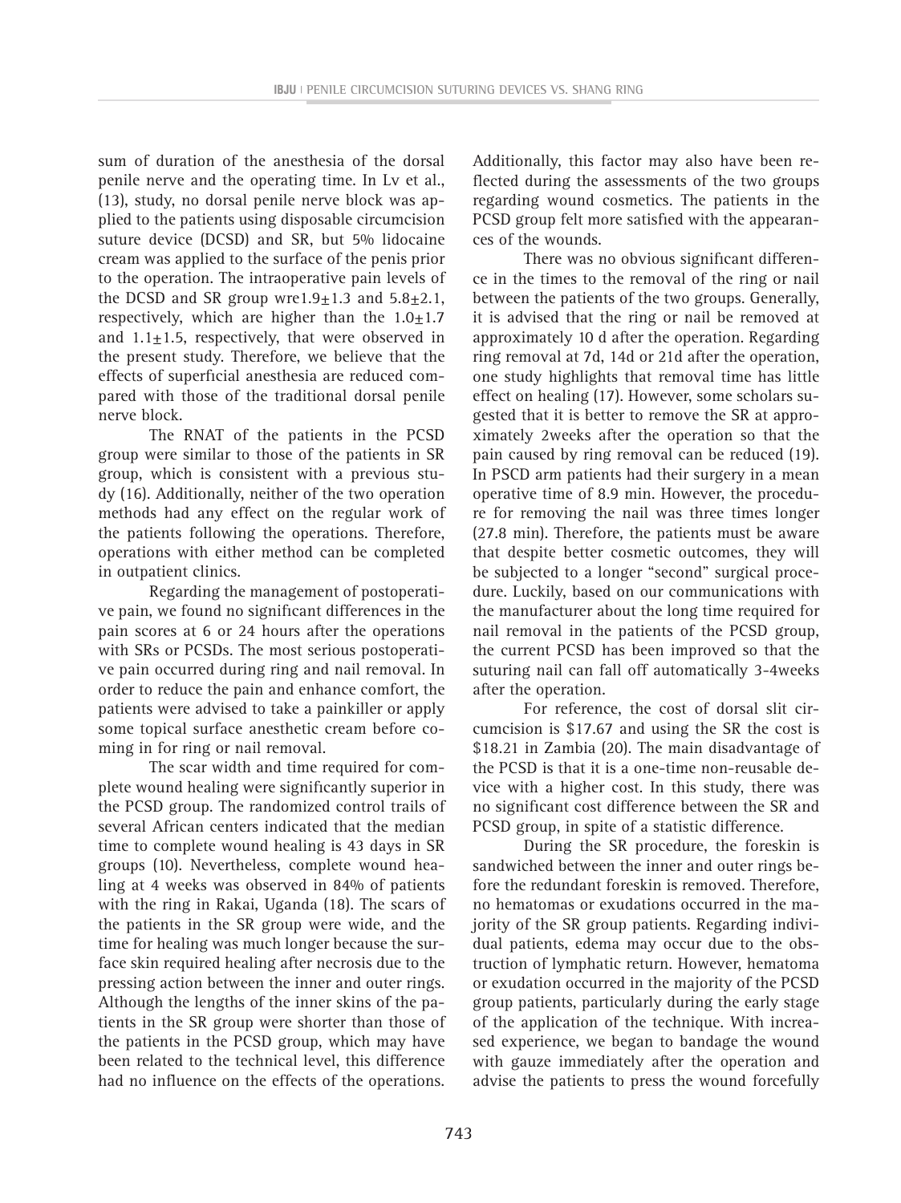sum of duration of the anesthesia of the dorsal penile nerve and the operating time. In Lv et al., (13), study, no dorsal penile nerve block was applied to the patients using disposable circumcision suture device (DCSD) and SR, but 5% lidocaine cream was applied to the surface of the penis prior to the operation. The intraoperative pain levels of the DCSD and SR group wre1.9±1.3 and 5.8±2.1, respectively, which are higher than the 1.0±1.7 and 1.1±1.5, respectively, that were observed in the present study. Therefore, we believe that the effects of superficial anesthesia are reduced compared with those of the traditional dorsal penile nerve block.

The RNAT of the patients in the PCSD group were similar to those of the patients in SR group, which is consistent with a previous study (16). Additionally, neither of the two operation methods had any effect on the regular work of the patients following the operations. Therefore, operations with either method can be completed in outpatient clinics.

Regarding the management of postoperative pain, we found no significant differences in the pain scores at 6 or 24 hours after the operations with SRs or PCSDs. The most serious postoperative pain occurred during ring and nail removal. In order to reduce the pain and enhance comfort, the patients were advised to take a painkiller or apply some topical surface anesthetic cream before coming in for ring or nail removal.

The scar width and time required for complete wound healing were significantly superior in the PCSD group. The randomized control trails of several African centers indicated that the median time to complete wound healing is 43 days in SR groups (10). Nevertheless, complete wound healing at 4 weeks was observed in 84% of patients with the ring in Rakai, Uganda (18). The scars of the patients in the SR group were wide, and the time for healing was much longer because the surface skin required healing after necrosis due to the pressing action between the inner and outer rings. Although the lengths of the inner skins of the patients in the SR group were shorter than those of the patients in the PCSD group, which may have been related to the technical level, this difference had no influence on the effects of the operations. Additionally, this factor may also have been reflected during the assessments of the two groups regarding wound cosmetics. The patients in the PCSD group felt more satisfied with the appearances of the wounds.

There was no obvious significant difference in the times to the removal of the ring or nail between the patients of the two groups. Generally, it is advised that the ring or nail be removed at approximately 10 d after the operation. Regarding ring removal at 7d, 14d or 21d after the operation, one study highlights that removal time has little effect on healing (17). However, some scholars sugested that it is better to remove the SR at approximately 2weeks after the operation so that the pain caused by ring removal can be reduced (19). In PSCD arm patients had their surgery in a mean operative time of 8.9 min. However, the procedure for removing the nail was three times longer (27.8 min). Therefore, the patients must be aware that despite better cosmetic outcomes, they will be subjected to a longer "second" surgical procedure. Luckily, based on our communications with the manufacturer about the long time required for nail removal in the patients of the PCSD group, the current PCSD has been improved so that the suturing nail can fall off automatically 3-4weeks after the operation.

For reference, the cost of dorsal slit circumcision is $17.67 and using the SR the cost is $18.21 in Zambia (20). The main disadvantage of the PCSD is that it is a one-time non-reusable device with a higher cost. In this study, there was no significant cost difference between the SR and PCSD group, in spite of a statistic difference.

During the SR procedure, the foreskin is sandwiched between the inner and outer rings before the redundant foreskin is removed. Therefore, no hematomas or exudations occurred in the majority of the SR group patients. Regarding individual patients, edema may occur due to the obstruction of lymphatic return. However, hematoma or exudation occurred in the majority of the PCSD group patients, particularly during the early stage of the application of the technique. With increased experience, we began to bandage the wound with gauze immediately after the operation and advise the patients to press the wound forcefully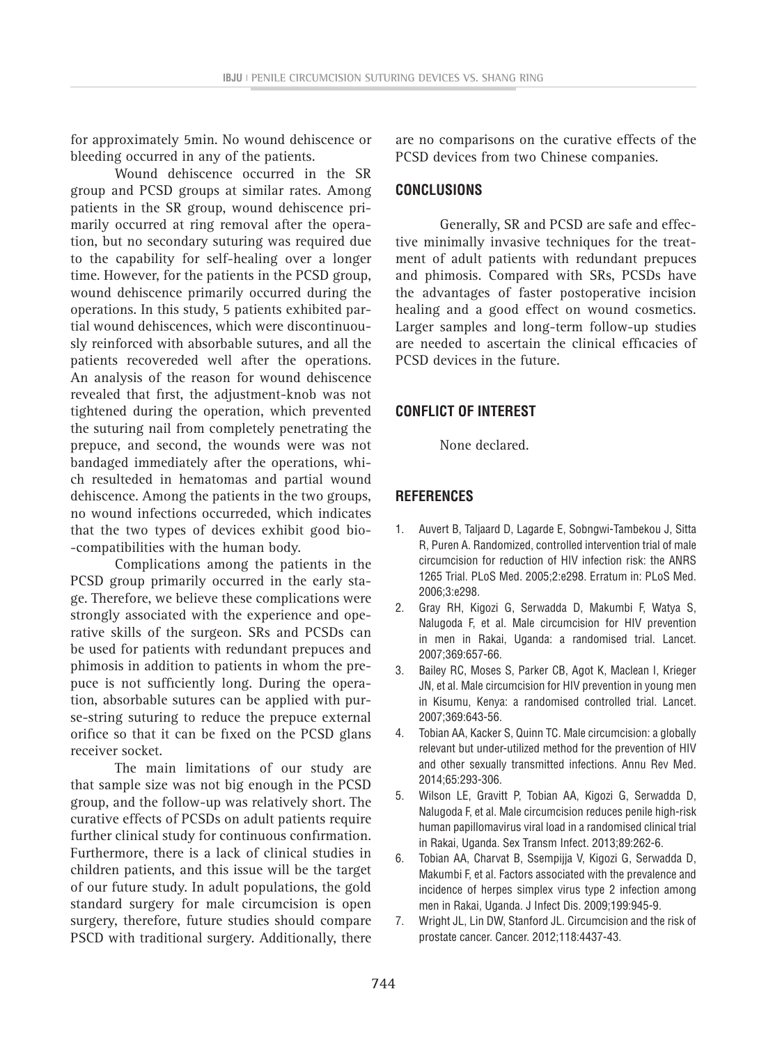for approximately 5min. No wound dehiscence or bleeding occurred in any of the patients.

Wound dehiscence occurred in the SR group and PCSD groups at similar rates. Among patients in the SR group, wound dehiscence primarily occurred at ring removal after the operation, but no secondary suturing was required due to the capability for self-healing over a longer time. However, for the patients in the PCSD group, wound dehiscence primarily occurred during the operations. In this study, 5 patients exhibited partial wound dehiscences, which were discontinuously reinforced with absorbable sutures, and all the patients recovereded well after the operations. An analysis of the reason for wound dehiscence revealed that first, the adjustment-knob was not tightened during the operation, which prevented the suturing nail from completely penetrating the prepuce, and second, the wounds were was not bandaged immediately after the operations, which resulteded in hematomas and partial wound dehiscence. Among the patients in the two groups, no wound infections occurreded, which indicates that the two types of devices exhibit good bio-compatibilities with the human body.

Complications among the patients in the PCSD group primarily occurred in the early stage. Therefore, we believe these complications were strongly associated with the experience and operative skills of the surgeon. SRs and PCSDs can be used for patients with redundant prepuces and phimosis in addition to patients in whom the prepuce is not sufficiently long. During the operation, absorbable sutures can be applied with purse-string suturing to reduce the prepuce external orifice so that it can be fixed on the PCSD glans receiver socket.

The main limitations of our study are that sample size was not big enough in the PCSD group, and the follow-up was relatively short. The curative effects of PCSDs on adult patients require further clinical study for continuous confirmation. Furthermore, there is a lack of clinical studies in children patients, and this issue will be the target of our future study. In adult populations, the gold standard surgery for male circumcision is open surgery, therefore, future studies should compare PSCD with traditional surgery. Additionally, there are no comparisons on the curative effects of the PCSD devices from two Chinese companies.

## CONCLUSIONS

Generally, SR and PCSD are safe and effective minimally invasive techniques for the treatment of adult patients with redundant prepuces and phimosis. Compared with SRs, PCSDs have the advantages of faster postoperative incision healing and a good effect on wound cosmetics. Larger samples and long-term follow-up studies are needed to ascertain the clinical efficacies of PCSD devices in the future.

## CONFLICT OF INTEREST

None declared.

## REFERENCES

1. Auvert B, Taljaard D, Lagarde E, Sobngwi-Tambekou J, Sitta R, Puren A. Randomized, controlled intervention trial of male circumcision for reduction of HIV infection risk: the ANRS 1265 Trial. PLoS Med. 2005;2:e298. Erratum in: PLoS Med. 2006;3:e298.
2. Gray RH, Kigozi G, Serwadda D, Makumbi F, Watya S, Nalugoda F, et al. Male circumcision for HIV prevention in men in Rakai, Uganda: a randomised trial. Lancet. 2007;369:657-66.
3. Bailey RC, Moses S, Parker CB, Agot K, Maclean I, Krieger JN, et al. Male circumcision for HIV prevention in young men in Kisumu, Kenya: a randomised controlled trial. Lancet. 2007;369:643-56.
4. Tobian AA, Kacker S, Quinn TC. Male circumcision: a globally relevant but under-utilized method for the prevention of HIV and other sexually transmitted infections. Annu Rev Med. 2014;65:293-306.
5. Wilson LE, Gravitt P, Tobian AA, Kigozi G, Serwadda D, Nalugoda F, et al. Male circumcision reduces penile high-risk human papillomavirus viral load in a randomised clinical trial in Rakai, Uganda. Sex Transm Infect. 2013;89:262-6.
6. Tobian AA, Charvat B, Ssempijja V, Kigozi G, Serwadda D, Makumbi F, et al. Factors associated with the prevalence and incidence of herpes simplex virus type 2 infection among men in Rakai, Uganda. J Infect Dis. 2009;199:945-9.
7. Wright JL, Lin DW, Stanford JL. Circumcision and the risk of prostate cancer. Cancer. 2012;118:4437-43.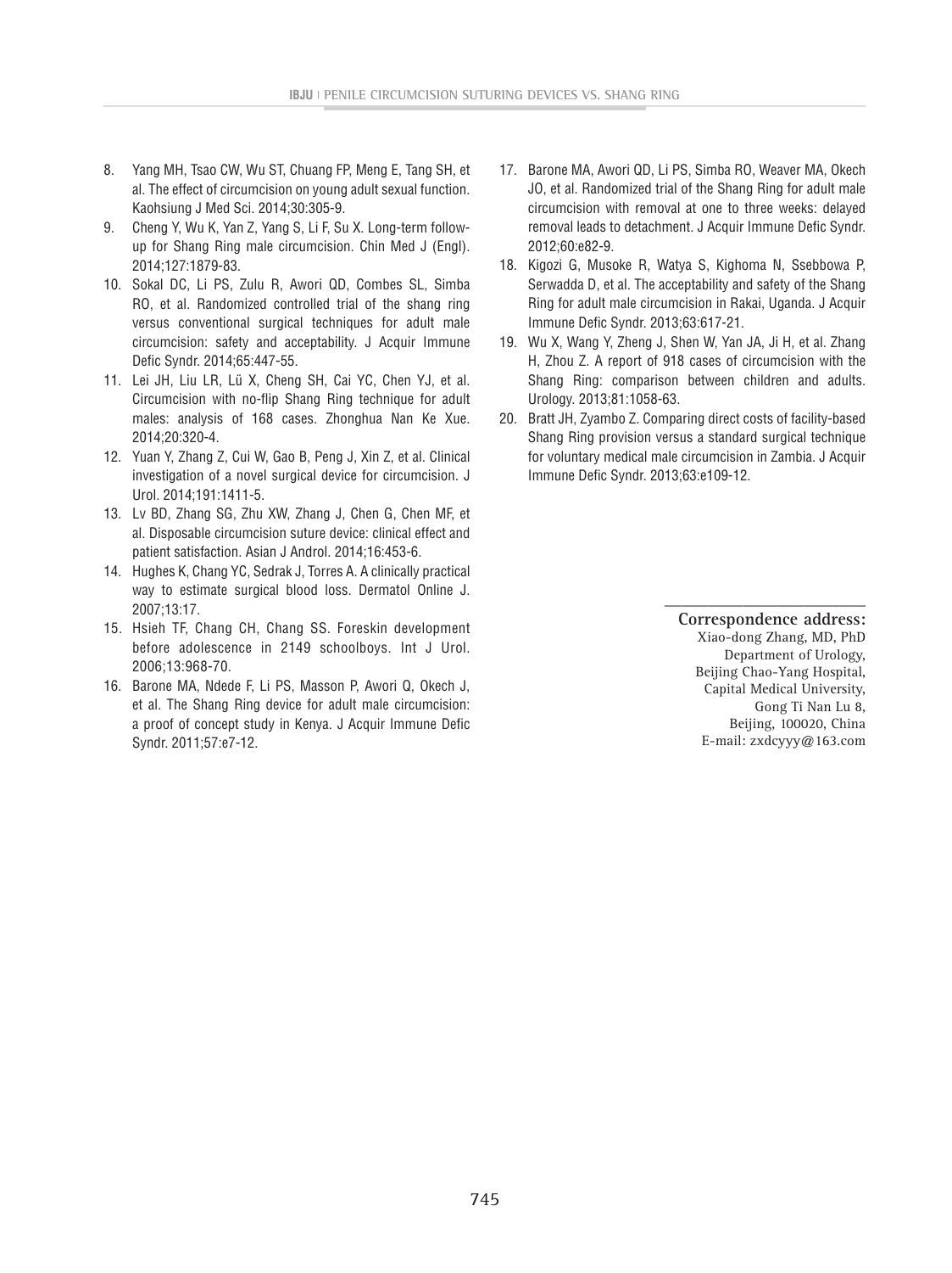8. Yang MH, Tsao CW, Wu ST, Chuang FP, Meng E, Tang SH, et al. The effect of circumcision on young adult sexual function. Kaohsiung J Med Sci. 2014;30:305-9.
9. Cheng Y, Wu K, Yan Z, Yang S, Li F, Su X. Long-term follow-up for Shang Ring male circumcision. Chin Med J (Engl). 2014;127:1879-83.
10. Sokal DC, Li PS, Zulu R, Awori QD, Combes SL, Simba RO, et al. Randomized controlled trial of the shang ring versus conventional surgical techniques for adult male circumcision: safety and acceptability. J Acquir Immune Defic Syndr. 2014;65:447-55.
11. Lei JH, Liu LR, Lü X, Cheng SH, Cai YC, Chen YJ, et al. Circumcision with no-flip Shang Ring technique for adult males: analysis of 168 cases. Zhonghua Nan Ke Xue. 2014;20:320-4.
12. Yuan Y, Zhang Z, Cui W, Gao B, Peng J, Xin Z, et al. Clinical investigation of a novel surgical device for circumcision. J Urol. 2014;191:1411-5.
13. Lv BD, Zhang SG, Zhu XW, Zhang J, Chen G, Chen MF, et al. Disposable circumcision suture device: clinical effect and patient satisfaction. Asian J Androl. 2014;16:453-6.
14. Hughes K, Chang YC, Sedrak J, Torres A. A clinically practical way to estimate surgical blood loss. Dermatol Online J. 2007;13:17.
15. Hsieh TF, Chang CH, Chang SS. Foreskin development before adolescence in 2149 schoolboys. Int J Urol. 2006;13:968-70.
16. Barone MA, Ndede F, Li PS, Masson P, Awori Q, Okech J, et al. The Shang Ring device for adult male circumcision: a proof of concept study in Kenya. J Acquir Immune Defic Syndr. 2011;57:e7-12.
17. Barone MA, Awori QD, Li PS, Simba RO, Weaver MA, Okech JO, et al. Randomized trial of the Shang Ring for adult male circumcision with removal at one to three weeks: delayed removal leads to detachment. J Acquir Immune Defic Syndr. 2012;60:e82-9.
18. Kigozi G, Musoke R, Watya S, Kighoma N, Ssebbowa P, Serwadda D, et al. The acceptability and safety of the Shang Ring for adult male circumcision in Rakai, Uganda. J Acquir Immune Defic Syndr. 2013;63:617-21.
19. Wu X, Wang Y, Zheng J, Shen W, Yan JA, Ji H, et al. Zhang H, Zhou Z. A report of 918 cases of circumcision with the Shang Ring: comparison between children and adults. Urology. 2013;81:1058-63.
20. Bratt JH, Zyambo Z. Comparing direct costs of facility-based Shang Ring provision versus a standard surgical technique for voluntary medical male circumcision in Zambia. J Acquir Immune Defic Syndr. 2013;63:e109-12.

**Correspondence address:**
Xiao-dong Zhang, MD, PhD
Department of Urology,
Beijing Chao-Yang Hospital,
Capital Medical University,
Gong Ti Nan Lu 8,
Beijing, 100020, China
E-mail: zxdcyyy@163.com